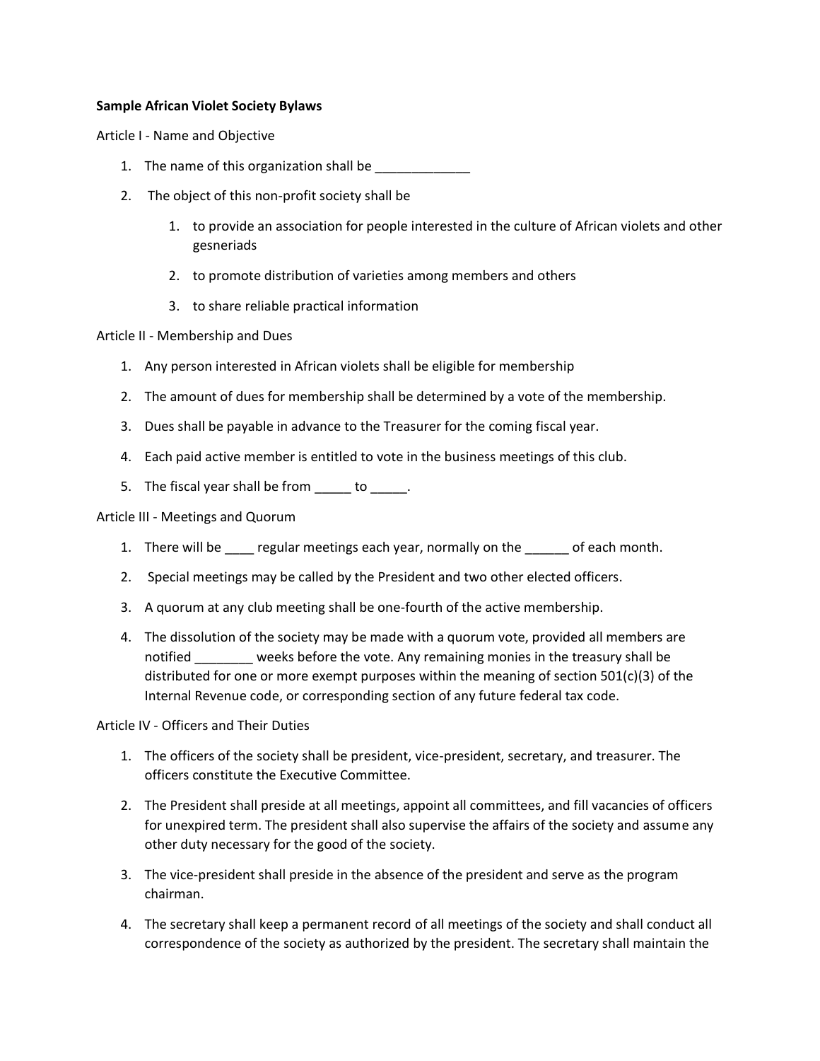**Sample African Violet Society Bylaws**

Article I - Name and Objective

1. The name of this organization shall be _____________
2. The object of this non-profit society shall be
   1. to provide an association for people interested in the culture of African violets and other gesneriads
   2. to promote distribution of varieties among members and others
   3. to share reliable practical information

Article II - Membership and Dues

1. Any person interested in African violets shall be eligible for membership
2. The amount of dues for membership shall be determined by a vote of the membership.
3. Dues shall be payable in advance to the Treasurer for the coming fiscal year.
4. Each paid active member is entitled to vote in the business meetings of this club.
5. The fiscal year shall be from _____ to _____.

Article III - Meetings and Quorum

1. There will be ____ regular meetings each year, normally on the ______ of each month.
2. Special meetings may be called by the President and two other elected officers.
3. A quorum at any club meeting shall be one-fourth of the active membership.
4. The dissolution of the society may be made with a quorum vote, provided all members are notified ________ weeks before the vote. Any remaining monies in the treasury shall be distributed for one or more exempt purposes within the meaning of section 501(c)(3) of the Internal Revenue code, or corresponding section of any future federal tax code.

Article IV - Officers and Their Duties

1. The officers of the society shall be president, vice-president, secretary, and treasurer. The officers constitute the Executive Committee.
2. The President shall preside at all meetings, appoint all committees, and fill vacancies of officers for unexpired term. The president shall also supervise the affairs of the society and assume any other duty necessary for the good of the society.
3. The vice-president shall preside in the absence of the president and serve as the program chairman.
4. The secretary shall keep a permanent record of all meetings of the society and shall conduct all correspondence of the society as authorized by the president. The secretary shall maintain the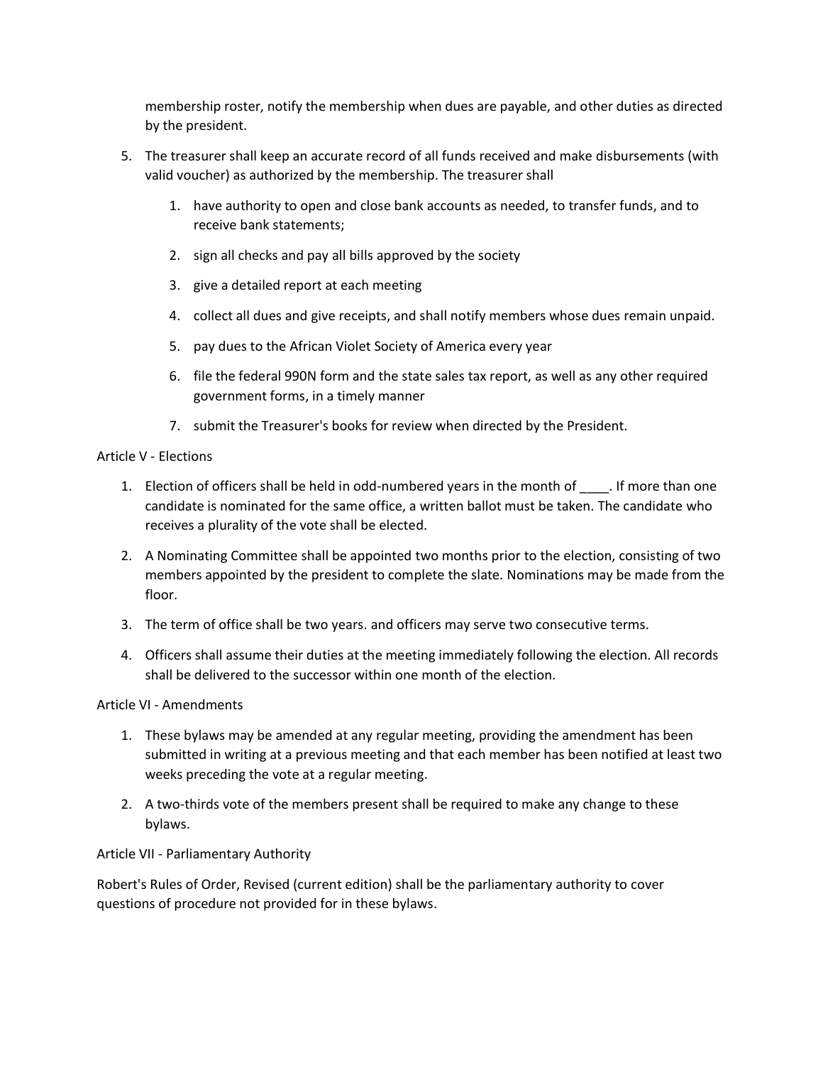membership roster, notify the membership when dues are payable, and other duties as directed by the president.

5. The treasurer shall keep an accurate record of all funds received and make disbursements (with valid voucher) as authorized by the membership. The treasurer shall
    1. have authority to open and close bank accounts as needed, to transfer funds, and to receive bank statements;
    2. sign all checks and pay all bills approved by the society
    3. give a detailed report at each meeting
    4. collect all dues and give receipts, and shall notify members whose dues remain unpaid.
    5. pay dues to the African Violet Society of America every year
    6. file the federal 990N form and the state sales tax report, as well as any other required government forms, in a timely manner
    7. submit the Treasurer's books for review when directed by the President.

Article V - Elections

1. Election of officers shall be held in odd-numbered years in the month of ____. If more than one candidate is nominated for the same office, a written ballot must be taken. The candidate who receives a plurality of the vote shall be elected.
2. A Nominating Committee shall be appointed two months prior to the election, consisting of two members appointed by the president to complete the slate. Nominations may be made from the floor.
3. The term of office shall be two years. and officers may serve two consecutive terms.
4. Officers shall assume their duties at the meeting immediately following the election. All records shall be delivered to the successor within one month of the election.

Article VI - Amendments

1. These bylaws may be amended at any regular meeting, providing the amendment has been submitted in writing at a previous meeting and that each member has been notified at least two weeks preceding the vote at a regular meeting.
2. A two-thirds vote of the members present shall be required to make any change to these bylaws.

Article VII - Parliamentary Authority

Robert's Rules of Order, Revised (current edition) shall be the parliamentary authority to cover questions of procedure not provided for in these bylaws.